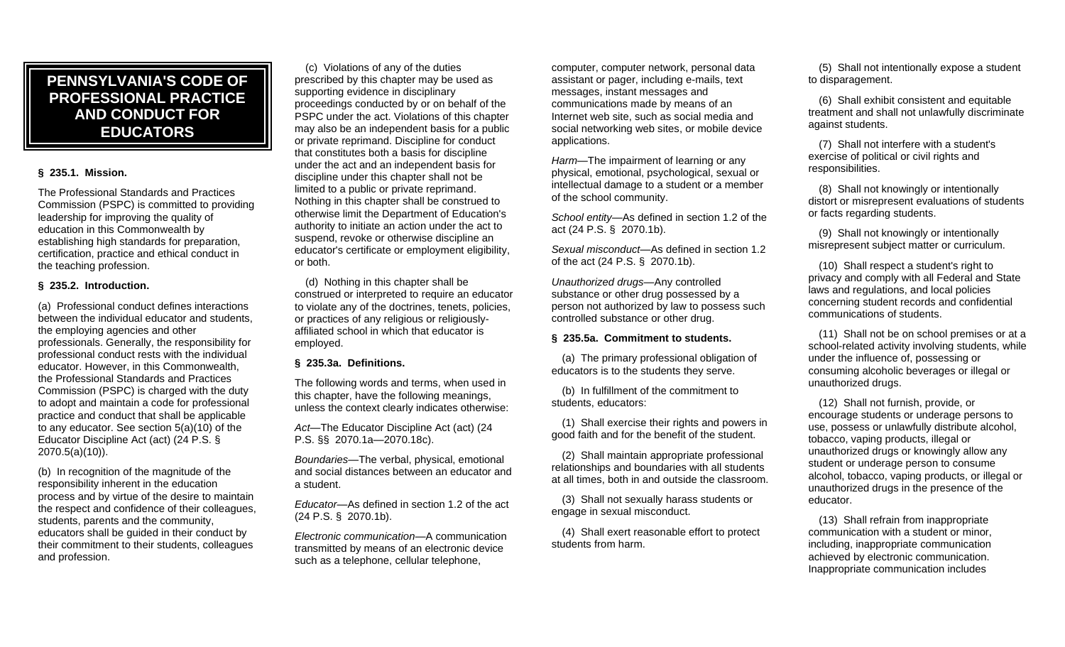# PENNSYLVANIA'S CODE OF PROFESSIONAL PRACTICE AND CONDUCT FOR EDUCATORS

**§ 235.1. Mission.**

The Professional Standards and Practices Commission (PSPC) is committed to providing leadership for improving the quality of education in this Commonwealth by establishing high standards for preparation, certification, practice and ethical conduct in the teaching profession.

**§ 235.2. Introduction.**

(a) Professional conduct defines interactions between the individual educator and students, the employing agencies and other professionals. Generally, the responsibility for professional conduct rests with the individual educator. However, in this Commonwealth, the Professional Standards and Practices Commission (PSPC) is charged with the duty to adopt and maintain a code for professional practice and conduct that shall be applicable to any educator. See section 5(a)(10) of the Educator Discipline Act (act) (24 P.S. § 2070.5(a)(10)).

(b) In recognition of the magnitude of the responsibility inherent in the education process and by virtue of the desire to maintain the respect and confidence of their colleagues, students, parents and the community, educators shall be guided in their conduct by their commitment to their students, colleagues and profession.

(c) Violations of any of the duties prescribed by this chapter may be used as supporting evidence in disciplinary proceedings conducted by or on behalf of the PSPC under the act. Violations of this chapter may also be an independent basis for a public or private reprimand. Discipline for conduct that constitutes both a basis for discipline under the act and an independent basis for discipline under this chapter shall not be limited to a public or private reprimand. Nothing in this chapter shall be construed to otherwise limit the Department of Education's authority to initiate an action under the act to suspend, revoke or otherwise discipline an educator's certificate or employment eligibility, or both.

(d) Nothing in this chapter shall be construed or interpreted to require an educator to violate any of the doctrines, tenets, policies, or practices of any religious or religiously-affiliated school in which that educator is employed.

**§ 235.3a. Definitions.**

The following words and terms, when used in this chapter, have the following meanings, unless the context clearly indicates otherwise:

*Act*—The Educator Discipline Act (act) (24 P.S. §§ 2070.1a—2070.18c).

*Boundaries*—The verbal, physical, emotional and social distances between an educator and a student.

*Educator*—As defined in section 1.2 of the act (24 P.S. § 2070.1b).

*Electronic communication*—A communication transmitted by means of an electronic device such as a telephone, cellular telephone, computer, computer network, personal data assistant or pager, including e-mails, text messages, instant messages and communications made by means of an Internet web site, such as social media and social networking web sites, or mobile device applications.

*Harm*—The impairment of learning or any physical, emotional, psychological, sexual or intellectual damage to a student or a member of the school community.

*School entity*—As defined in section 1.2 of the act (24 P.S. § 2070.1b).

*Sexual misconduct*—As defined in section 1.2 of the act (24 P.S. § 2070.1b).

*Unauthorized drugs*—Any controlled substance or other drug possessed by a person not authorized by law to possess such controlled substance or other drug.

**§ 235.5a. Commitment to students.**

(a) The primary professional obligation of educators is to the students they serve.

(b) In fulfillment of the commitment to students, educators:

(1) Shall exercise their rights and powers in good faith and for the benefit of the student.

(2) Shall maintain appropriate professional relationships and boundaries with all students at all times, both in and outside the classroom.

(3) Shall not sexually harass students or engage in sexual misconduct.

(4) Shall exert reasonable effort to protect students from harm.

(5) Shall not intentionally expose a student to disparagement.

(6) Shall exhibit consistent and equitable treatment and shall not unlawfully discriminate against students.

(7) Shall not interfere with a student's exercise of political or civil rights and responsibilities.

(8) Shall not knowingly or intentionally distort or misrepresent evaluations of students or facts regarding students.

(9) Shall not knowingly or intentionally misrepresent subject matter or curriculum.

(10) Shall respect a student's right to privacy and comply with all Federal and State laws and regulations, and local policies concerning student records and confidential communications of students.

(11) Shall not be on school premises or at a school-related activity involving students, while under the influence of, possessing or consuming alcoholic beverages or illegal or unauthorized drugs.

(12) Shall not furnish, provide, or encourage students or underage persons to use, possess or unlawfully distribute alcohol, tobacco, vaping products, illegal or unauthorized drugs or knowingly allow any student or underage person to consume alcohol, tobacco, vaping products, or illegal or unauthorized drugs in the presence of the educator.

(13) Shall refrain from inappropriate communication with a student or minor, including, inappropriate communication achieved by electronic communication. Inappropriate communication includes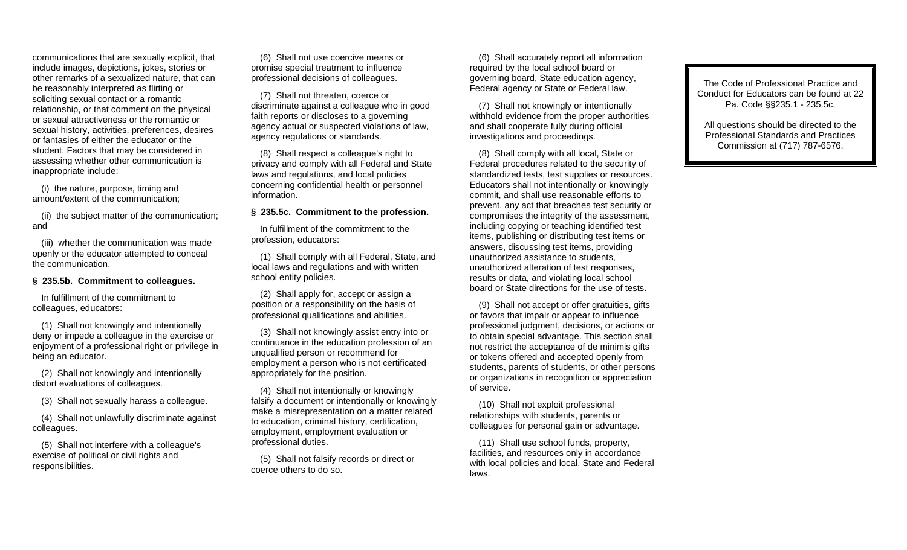communications that are sexually explicit, that include images, depictions, jokes, stories or other remarks of a sexualized nature, that can be reasonably interpreted as flirting or soliciting sexual contact or a romantic relationship, or that comment on the physical or sexual attractiveness or the romantic or sexual history, activities, preferences, desires or fantasies of either the educator or the student. Factors that may be considered in assessing whether other communication is inappropriate include:

(i) the nature, purpose, timing and amount/extent of the communication;

(ii) the subject matter of the communication; and

(iii) whether the communication was made openly or the educator attempted to conceal the communication.

**§ 235.5b. Commitment to colleagues.**

In fulfillment of the commitment to colleagues, educators:

(1) Shall not knowingly and intentionally deny or impede a colleague in the exercise or enjoyment of a professional right or privilege in being an educator.

(2) Shall not knowingly and intentionally distort evaluations of colleagues.

(3) Shall not sexually harass a colleague.

(4) Shall not unlawfully discriminate against colleagues.

(5) Shall not interfere with a colleague's exercise of political or civil rights and responsibilities.

(6) Shall not use coercive means or promise special treatment to influence professional decisions of colleagues.

(7) Shall not threaten, coerce or discriminate against a colleague who in good faith reports or discloses to a governing agency actual or suspected violations of law, agency regulations or standards.

(8) Shall respect a colleague's right to privacy and comply with all Federal and State laws and regulations, and local policies concerning confidential health or personnel information.

**§ 235.5c. Commitment to the profession.**

In fulfillment of the commitment to the profession, educators:

(1) Shall comply with all Federal, State, and local laws and regulations and with written school entity policies.

(2) Shall apply for, accept or assign a position or a responsibility on the basis of professional qualifications and abilities.

(3) Shall not knowingly assist entry into or continuance in the education profession of an unqualified person or recommend for employment a person who is not certificated appropriately for the position.

(4) Shall not intentionally or knowingly falsify a document or intentionally or knowingly make a misrepresentation on a matter related to education, criminal history, certification, employment, employment evaluation or professional duties.

(5) Shall not falsify records or direct or coerce others to do so.

(6) Shall accurately report all information required by the local school board or governing board, State education agency, Federal agency or State or Federal law.

(7) Shall not knowingly or intentionally withhold evidence from the proper authorities and shall cooperate fully during official investigations and proceedings.

(8) Shall comply with all local, State or Federal procedures related to the security of standardized tests, test supplies or resources. Educators shall not intentionally or knowingly commit, and shall use reasonable efforts to prevent, any act that breaches test security or compromises the integrity of the assessment, including copying or teaching identified test items, publishing or distributing test items or answers, discussing test items, providing unauthorized assistance to students, unauthorized alteration of test responses, results or data, and violating local school board or State directions for the use of tests.

(9) Shall not accept or offer gratuities, gifts or favors that impair or appear to influence professional judgment, decisions, or actions or to obtain special advantage. This section shall not restrict the acceptance of de minimis gifts or tokens offered and accepted openly from students, parents of students, or other persons or organizations in recognition or appreciation of service.

(10) Shall not exploit professional relationships with students, parents or colleagues for personal gain or advantage.

(11) Shall use school funds, property, facilities, and resources only in accordance with local policies and local, State and Federal laws.

The Code of Professional Practice and Conduct for Educators can be found at 22 Pa. Code §§235.1 - 235.5c.

All questions should be directed to the Professional Standards and Practices Commission at (717) 787-6576.